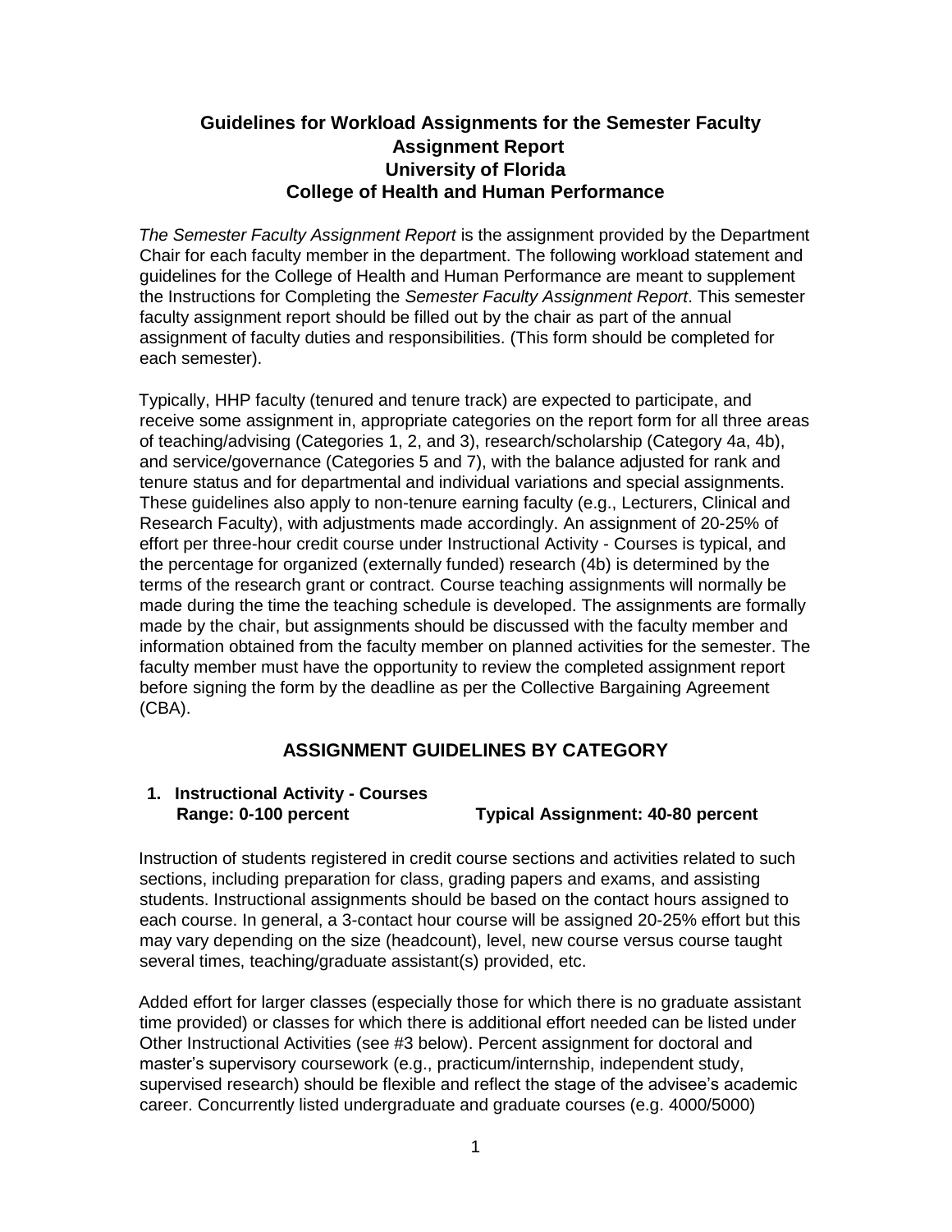# Guidelines for Workload Assignments for the Semester Faculty Assignment Report
## University of Florida
## College of Health and Human Performance

*The Semester Faculty Assignment Report* is the assignment provided by the Department Chair for each faculty member in the department. The following workload statement and guidelines for the College of Health and Human Performance are meant to supplement the Instructions for Completing the *Semester Faculty Assignment Report*. This semester faculty assignment report should be filled out by the chair as part of the annual assignment of faculty duties and responsibilities. (This form should be completed for each semester).

Typically, HHP faculty (tenured and tenure track) are expected to participate, and receive some assignment in, appropriate categories on the report form for all three areas of teaching/advising (Categories 1, 2, and 3), research/scholarship (Category 4a, 4b), and service/governance (Categories 5 and 7), with the balance adjusted for rank and tenure status and for departmental and individual variations and special assignments. These guidelines also apply to non-tenure earning faculty (e.g., Lecturers, Clinical and Research Faculty), with adjustments made accordingly. An assignment of 20-25% of effort per three-hour credit course under Instructional Activity - Courses is typical, and the percentage for organized (externally funded) research (4b) is determined by the terms of the research grant or contract. Course teaching assignments will normally be made during the time the teaching schedule is developed. The assignments are formally made by the chair, but assignments should be discussed with the faculty member and information obtained from the faculty member on planned activities for the semester. The faculty member must have the opportunity to review the completed assignment report before signing the form by the deadline as per the Collective Bargaining Agreement (CBA).

## ASSIGNMENT GUIDELINES BY CATEGORY

### 1. Instructional Activity - Courses

**Range: 0-100 percent** **Typical Assignment: 40-80 percent**

Instruction of students registered in credit course sections and activities related to such sections, including preparation for class, grading papers and exams, and assisting students. Instructional assignments should be based on the contact hours assigned to each course. In general, a 3-contact hour course will be assigned 20-25% effort but this may vary depending on the size (headcount), level, new course versus course taught several times, teaching/graduate assistant(s) provided, etc.

Added effort for larger classes (especially those for which there is no graduate assistant time provided) or classes for which there is additional effort needed can be listed under Other Instructional Activities (see #3 below). Percent assignment for doctoral and master's supervisory coursework (e.g., practicum/internship, independent study, supervised research) should be flexible and reflect the stage of the advisee's academic career. Concurrently listed undergraduate and graduate courses (e.g. 4000/5000)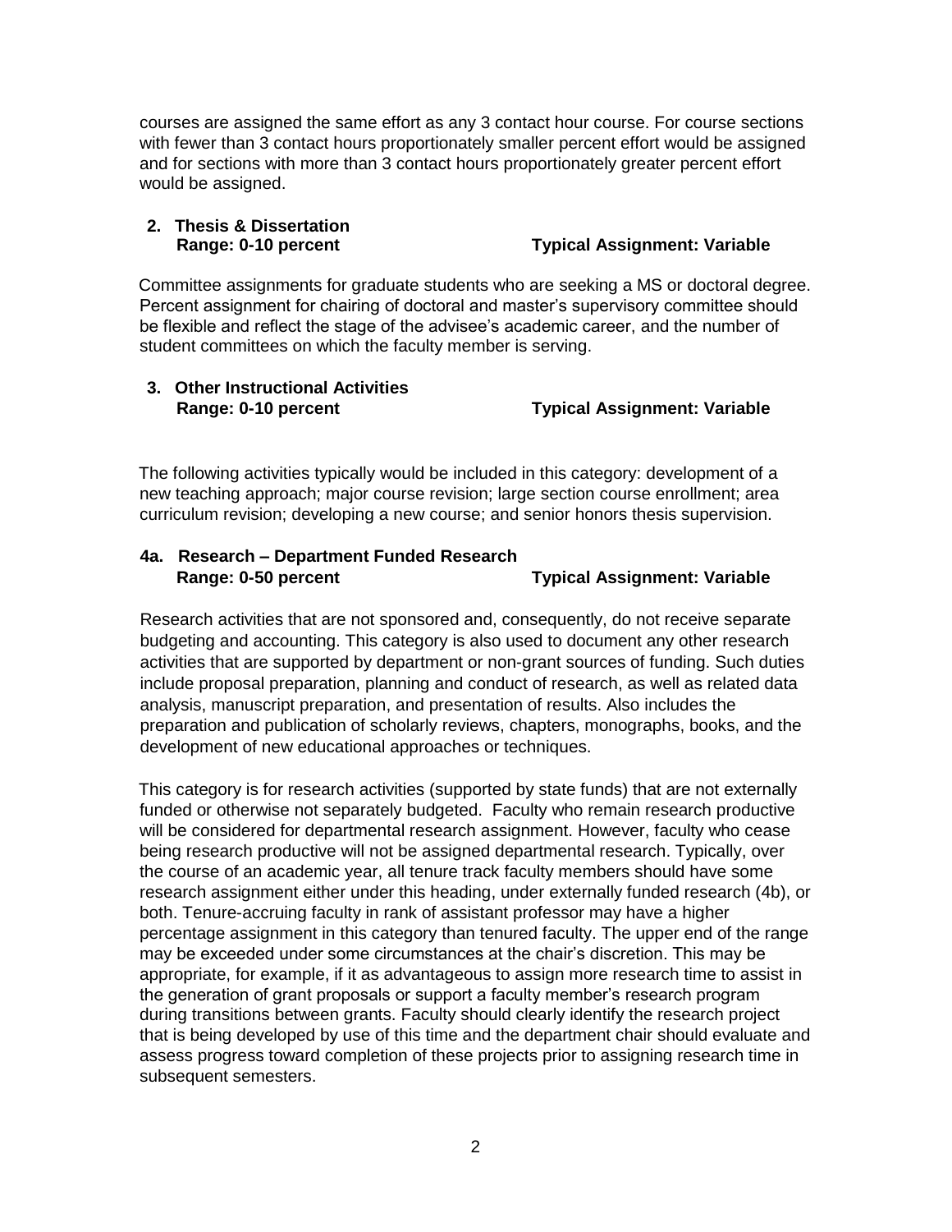courses are assigned the same effort as any 3 contact hour course. For course sections with fewer than 3 contact hours proportionately smaller percent effort would be assigned and for sections with more than 3 contact hours proportionately greater percent effort would be assigned.

### 2. Thesis & Dissertation

**Range: 0-10 percent** **Typical Assignment: Variable**

Committee assignments for graduate students who are seeking a MS or doctoral degree. Percent assignment for chairing of doctoral and master's supervisory committee should be flexible and reflect the stage of the advisee's academic career, and the number of student committees on which the faculty member is serving.

### 3. Other Instructional Activities

**Range: 0-10 percent** **Typical Assignment: Variable**

The following activities typically would be included in this category: development of a new teaching approach; major course revision; large section course enrollment; area curriculum revision; developing a new course; and senior honors thesis supervision.

### 4a. Research – Department Funded Research

**Range: 0-50 percent** **Typical Assignment: Variable**

Research activities that are not sponsored and, consequently, do not receive separate budgeting and accounting. This category is also used to document any other research activities that are supported by department or non-grant sources of funding. Such duties include proposal preparation, planning and conduct of research, as well as related data analysis, manuscript preparation, and presentation of results. Also includes the preparation and publication of scholarly reviews, chapters, monographs, books, and the development of new educational approaches or techniques.

This category is for research activities (supported by state funds) that are not externally funded or otherwise not separately budgeted. Faculty who remain research productive will be considered for departmental research assignment. However, faculty who cease being research productive will not be assigned departmental research. Typically, over the course of an academic year, all tenure track faculty members should have some research assignment either under this heading, under externally funded research (4b), or both. Tenure-accruing faculty in rank of assistant professor may have a higher percentage assignment in this category than tenured faculty. The upper end of the range may be exceeded under some circumstances at the chair's discretion. This may be appropriate, for example, if it as advantageous to assign more research time to assist in the generation of grant proposals or support a faculty member's research program during transitions between grants. Faculty should clearly identify the research project that is being developed by use of this time and the department chair should evaluate and assess progress toward completion of these projects prior to assigning research time in subsequent semesters.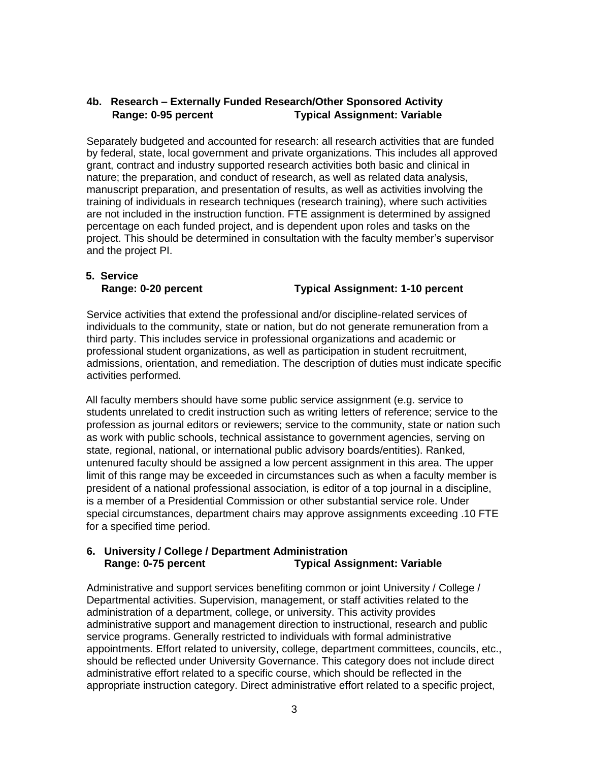### 4b. Research – Externally Funded Research/Other Sponsored Activity

**Range: 0-95 percent** **Typical Assignment: Variable**

Separately budgeted and accounted for research: all research activities that are funded by federal, state, local government and private organizations. This includes all approved grant, contract and industry supported research activities both basic and clinical in nature; the preparation, and conduct of research, as well as related data analysis, manuscript preparation, and presentation of results, as well as activities involving the training of individuals in research techniques (research training), where such activities are not included in the instruction function. FTE assignment is determined by assigned percentage on each funded project, and is dependent upon roles and tasks on the project. This should be determined in consultation with the faculty member's supervisor and the project PI.

### 5. Service

**Range: 0-20 percent** **Typical Assignment: 1-10 percent**

Service activities that extend the professional and/or discipline-related services of individuals to the community, state or nation, but do not generate remuneration from a third party. This includes service in professional organizations and academic or professional student organizations, as well as participation in student recruitment, admissions, orientation, and remediation. The description of duties must indicate specific activities performed.

All faculty members should have some public service assignment (e.g. service to students unrelated to credit instruction such as writing letters of reference; service to the profession as journal editors or reviewers; service to the community, state or nation such as work with public schools, technical assistance to government agencies, serving on state, regional, national, or international public advisory boards/entities). Ranked, untenured faculty should be assigned a low percent assignment in this area. The upper limit of this range may be exceeded in circumstances such as when a faculty member is president of a national professional association, is editor of a top journal in a discipline, is a member of a Presidential Commission or other substantial service role. Under special circumstances, department chairs may approve assignments exceeding .10 FTE for a specified time period.

### 6. University / College / Department Administration

**Range: 0-75 percent** **Typical Assignment: Variable**

Administrative and support services benefiting common or joint University / College / Departmental activities. Supervision, management, or staff activities related to the administration of a department, college, or university. This activity provides administrative support and management direction to instructional, research and public service programs. Generally restricted to individuals with formal administrative appointments. Effort related to university, college, department committees, councils, etc., should be reflected under University Governance. This category does not include direct administrative effort related to a specific course, which should be reflected in the appropriate instruction category. Direct administrative effort related to a specific project,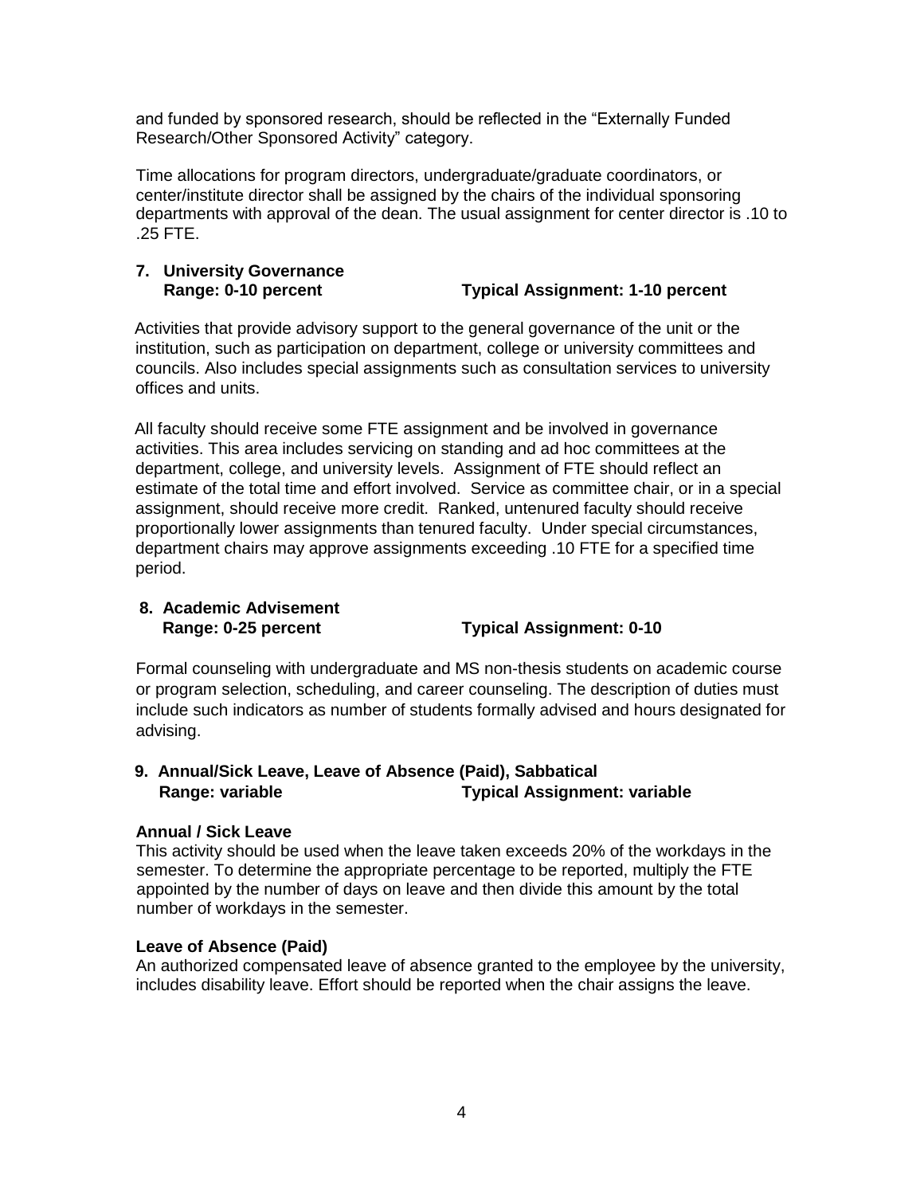and funded by sponsored research, should be reflected in the “Externally Funded Research/Other Sponsored Activity” category.

Time allocations for program directors, undergraduate/graduate coordinators, or center/institute director shall be assigned by the chairs of the individual sponsoring departments with approval of the dean. The usual assignment for center director is .10 to .25 FTE.

### 7. University Governance

**Range: 0-10 percent** **Typical Assignment: 1-10 percent**

Activities that provide advisory support to the general governance of the unit or the institution, such as participation on department, college or university committees and councils. Also includes special assignments such as consultation services to university offices and units.

All faculty should receive some FTE assignment and be involved in governance activities. This area includes servicing on standing and ad hoc committees at the department, college, and university levels. Assignment of FTE should reflect an estimate of the total time and effort involved. Service as committee chair, or in a special assignment, should receive more credit. Ranked, untenured faculty should receive proportionally lower assignments than tenured faculty. Under special circumstances, department chairs may approve assignments exceeding .10 FTE for a specified time period.

### 8. Academic Advisement

**Range: 0-25 percent** **Typical Assignment: 0-10**

Formal counseling with undergraduate and MS non-thesis students on academic course or program selection, scheduling, and career counseling. The description of duties must include such indicators as number of students formally advised and hours designated for advising.

### 9. Annual/Sick Leave, Leave of Absence (Paid), Sabbatical

**Range: variable** **Typical Assignment: variable**

**Annual / Sick Leave**

This activity should be used when the leave taken exceeds 20% of the workdays in the semester. To determine the appropriate percentage to be reported, multiply the FTE appointed by the number of days on leave and then divide this amount by the total number of workdays in the semester.

**Leave of Absence (Paid)**

An authorized compensated leave of absence granted to the employee by the university, includes disability leave. Effort should be reported when the chair assigns the leave.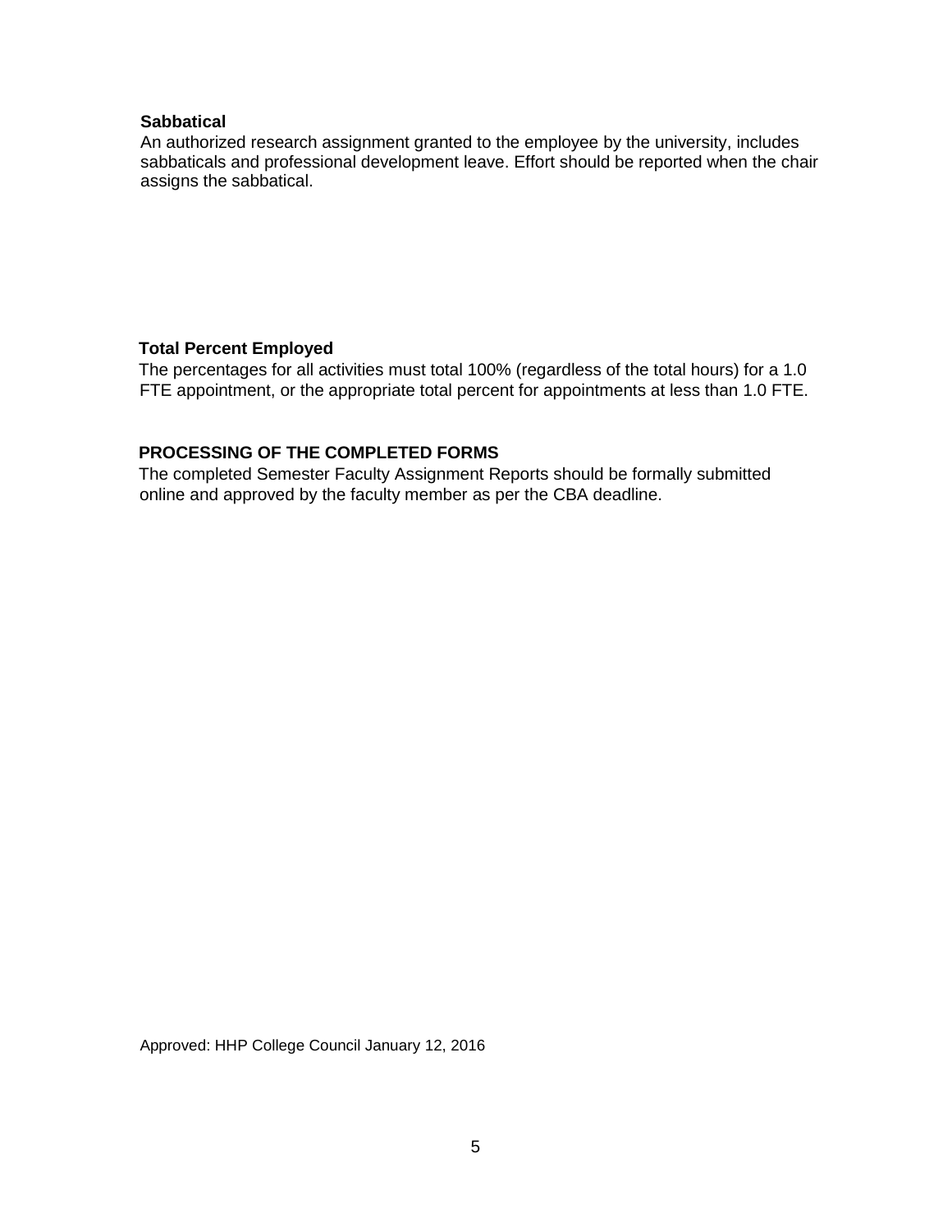**Sabbatical**

An authorized research assignment granted to the employee by the university, includes sabbaticals and professional development leave. Effort should be reported when the chair assigns the sabbatical.

**Total Percent Employed**

The percentages for all activities must total 100% (regardless of the total hours) for a 1.0 FTE appointment, or the appropriate total percent for appointments at less than 1.0 FTE.

## PROCESSING OF THE COMPLETED FORMS

The completed Semester Faculty Assignment Reports should be formally submitted online and approved by the faculty member as per the CBA deadline.

Approved: HHP College Council January 12, 2016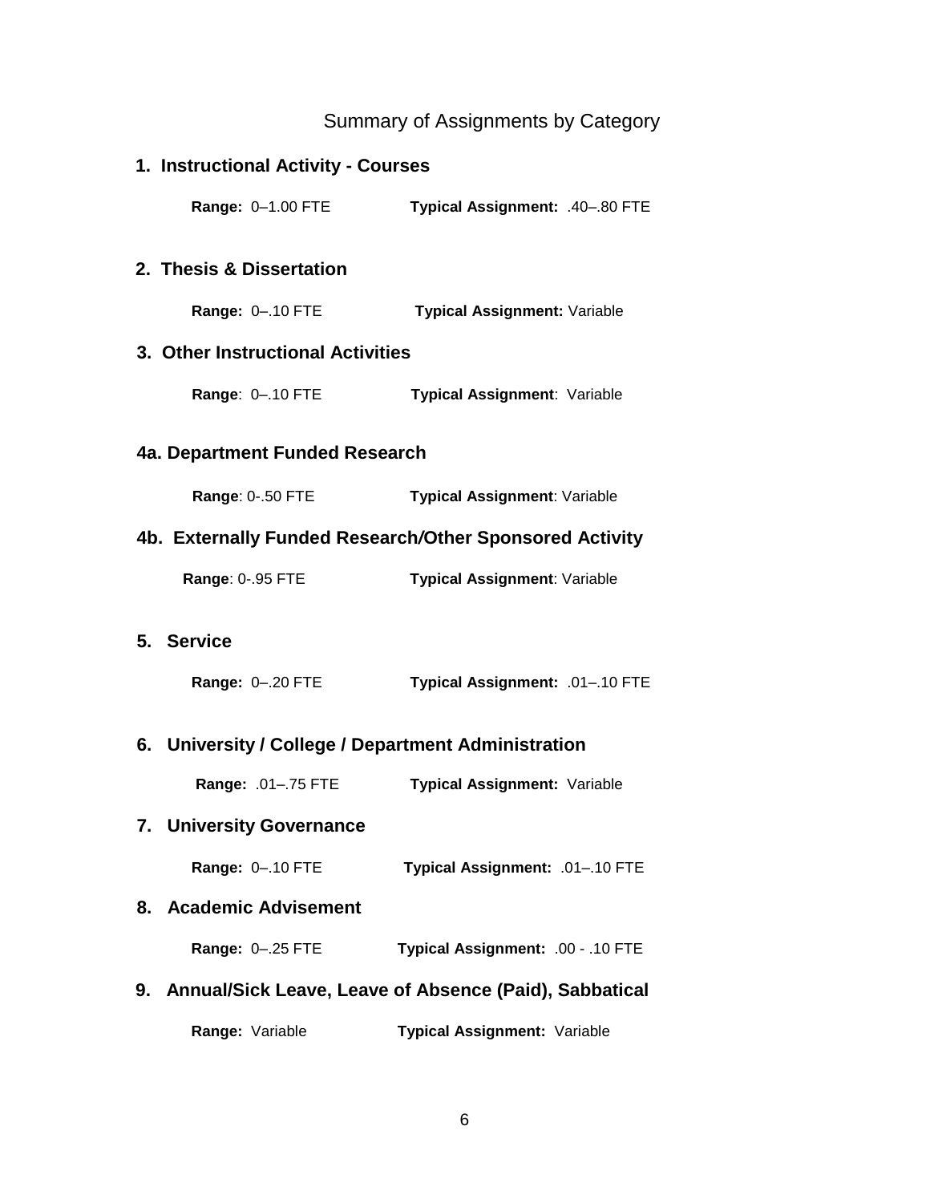# Summary of Assignments by Category

## 1. Instructional Activity - Courses

**Range:** 0–1.00 FTE **Typical Assignment:** .40–.80 FTE

## 2. Thesis & Dissertation

**Range:** 0–.10 FTE **Typical Assignment:** Variable

## 3. Other Instructional Activities

**Range**: 0–.10 FTE **Typical Assignment**: Variable

## 4a. Department Funded Research

**Range**: 0-.50 FTE **Typical Assignment**: Variable

## 4b. Externally Funded Research/Other Sponsored Activity

**Range**: 0-.95 FTE **Typical Assignment**: Variable

## 5. Service

**Range:** 0–.20 FTE **Typical Assignment:** .01–.10 FTE

## 6. University / College / Department Administration

**Range:** .01–.75 FTE **Typical Assignment:** Variable

## 7. University Governance

**Range:** 0–.10 FTE **Typical Assignment:** .01–.10 FTE

## 8. Academic Advisement

**Range:** 0–.25 FTE **Typical Assignment:** .00 - .10 FTE

## 9. Annual/Sick Leave, Leave of Absence (Paid), Sabbatical

**Range:** Variable **Typical Assignment:** Variable